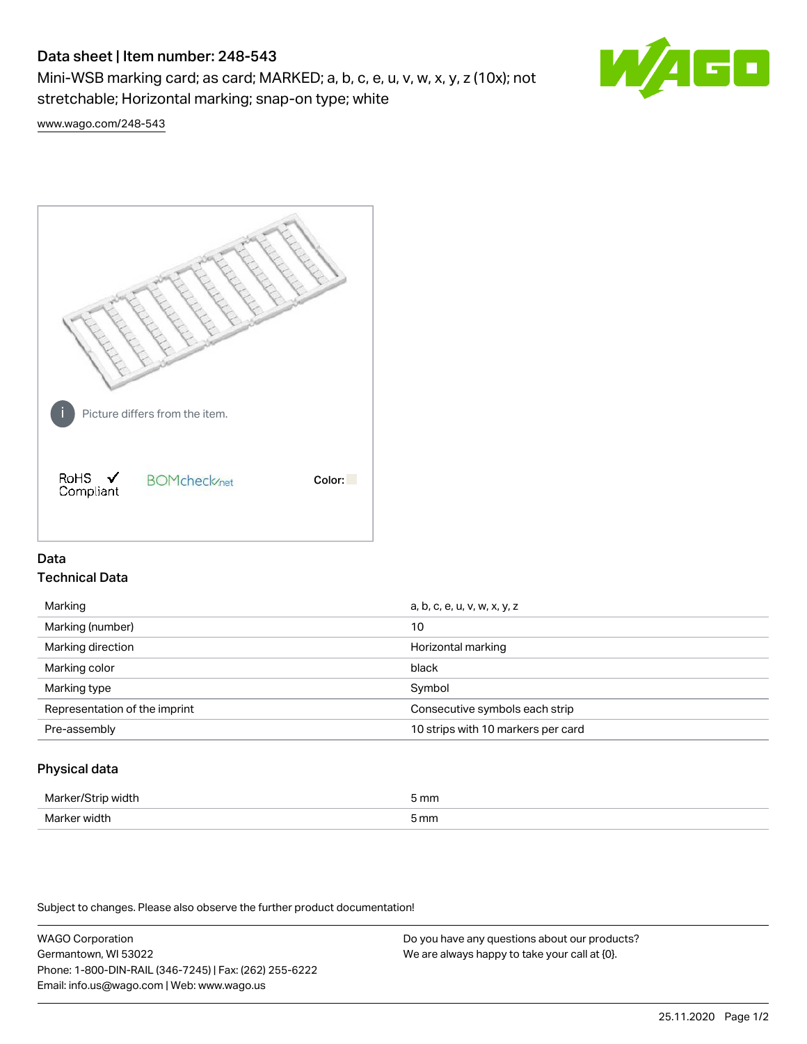# Data sheet | Item number: 248-543

Mini-WSB marking card; as card; MARKED; a, b, c, e, u, v, w, x, y, z (10x); not stretchable; Horizontal marking; snap-on type; white

www.wago.com/248-543

Picture differs from the item.

RoHS Compliant

BOMcheck.net

Color:

## Data

### Technical Data

| | |
|---|---|
| Marking | a, b, c, e, u, v, w, x, y, z |
| Marking (number) | 10 |
| Marking direction | Horizontal marking |
| Marking color | black |
| Marking type | Symbol |
| Representation of the imprint | Consecutive symbols each strip |
| Pre-assembly | 10 strips with 10 markers per card |

### Physical data

| | |
|---|---|
| Marker/Strip width | 5 mm |
| Marker width | 5 mm |

Subject to changes. Please also observe the further product documentation!

WAGO Corporation
Germantown, WI 53022
Phone: 1-800-DIN-RAIL (346-7245) | Fax: (262) 255-6222
Email: info.us@wago.com | Web: www.wago.us

Do you have any questions about our products?
We are always happy to take your call at {0}.

25.11.2020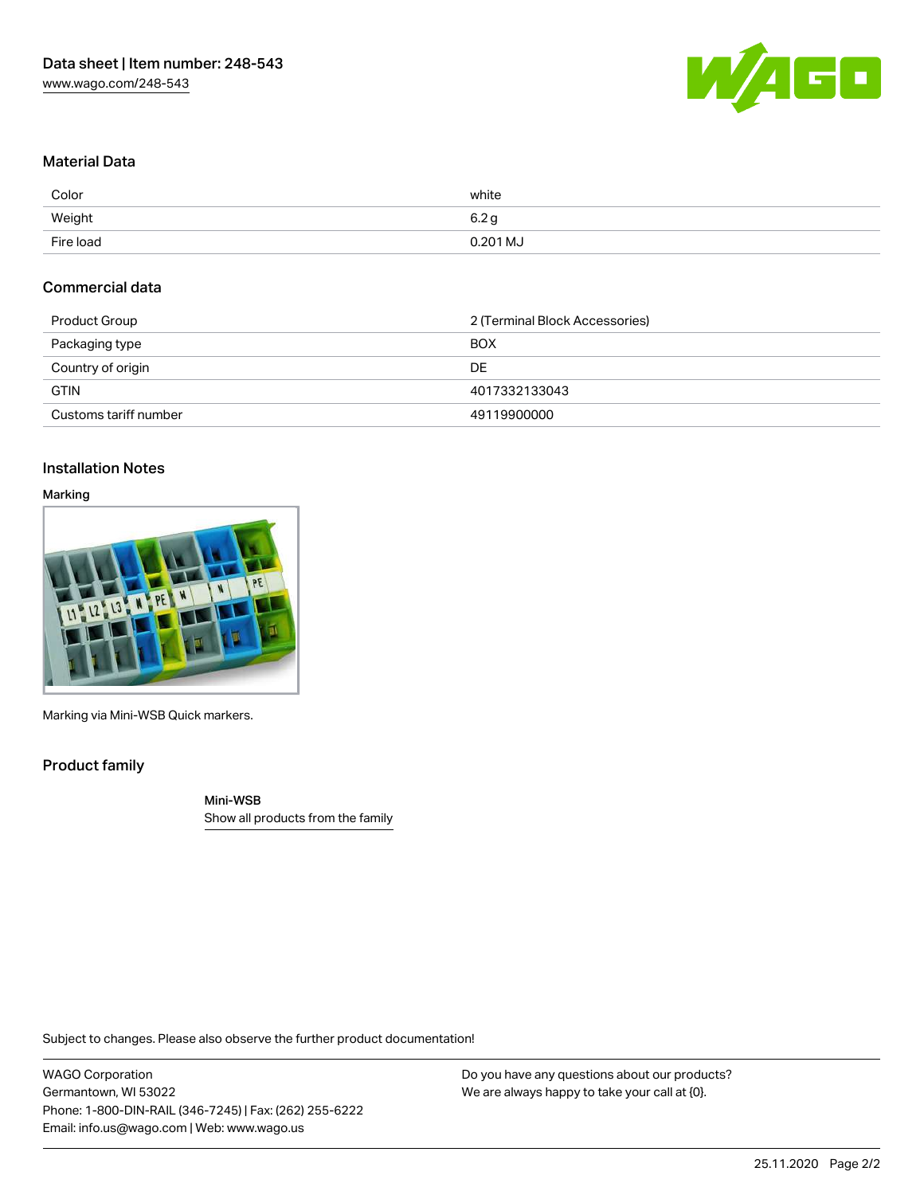## Material Data

| | |
|---|---|
| Color | white |
| Weight | 6.2 g |
| Fire load | 0.201 MJ |

## Commercial data

| | |
|---|---|
| Product Group | 2 (Terminal Block Accessories) |
| Packaging type | BOX |
| Country of origin | DE |
| GTIN | 4017332133043 |
| Customs tariff number | 49119900000 |

## Installation Notes

### Marking

Marking via Mini-WSB Quick markers.

## Product family

Mini-WSB
Show all products from the family

Subject to changes. Please also observe the further product documentation!

WAGO Corporation
Germantown, WI 53022
Phone: 1-800-DIN-RAIL (346-7245) | Fax: (262) 255-6222
Email: info.us@wago.com | Web: www.wago.us

Do you have any questions about our products?
We are always happy to take your call at {0}.